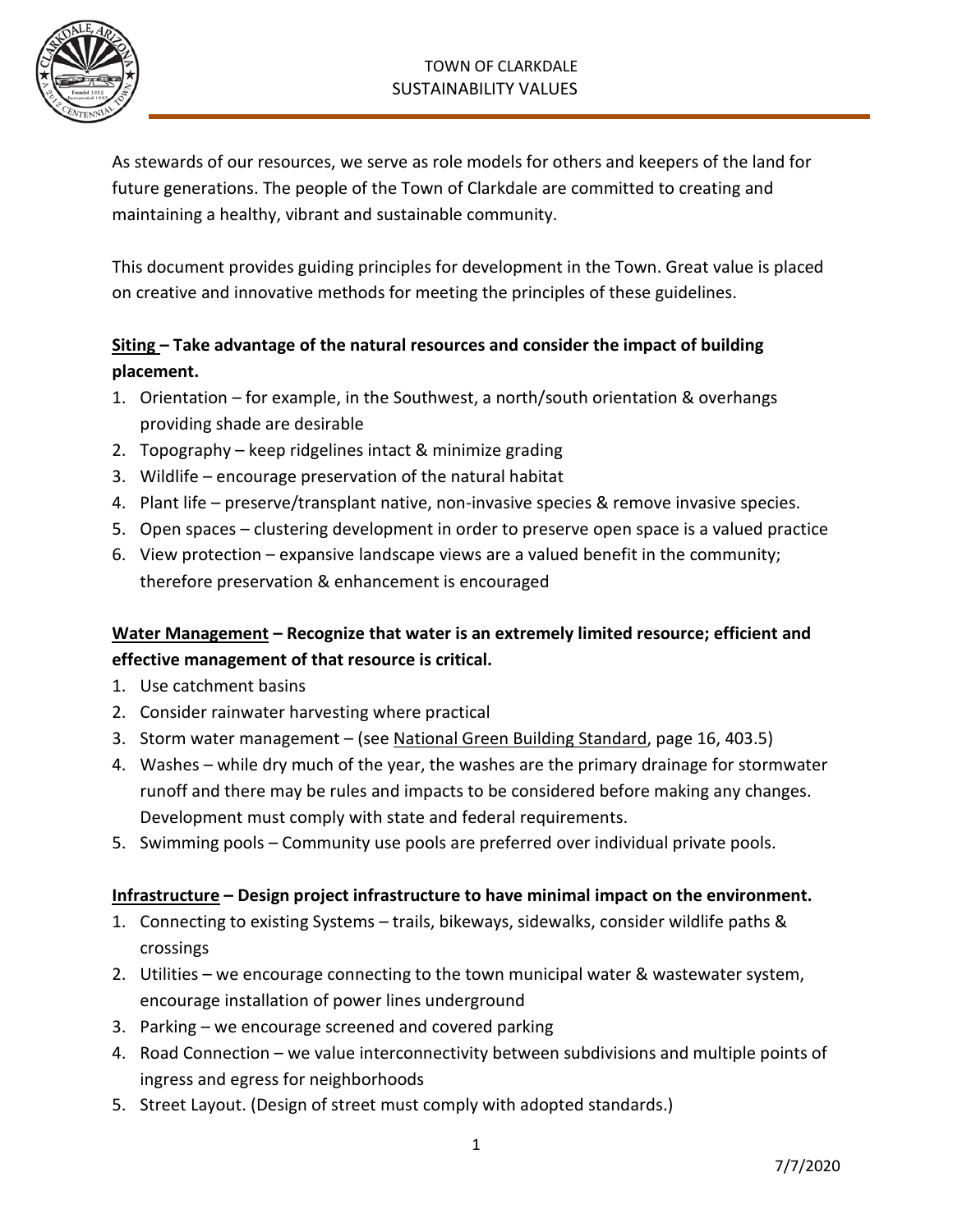# TOWN OF CLARKDALE
# SUSTAINABILITY VALUES

As stewards of our resources, we serve as role models for others and keepers of the land for future generations. The people of the Town of Clarkdale are committed to creating and maintaining a healthy, vibrant and sustainable community.

This document provides guiding principles for development in the Town. Great value is placed on creative and innovative methods for meeting the principles of these guidelines.

**Siting – Take advantage of the natural resources and consider the impact of building placement.**

1. Orientation – for example, in the Southwest, a north/south orientation & overhangs providing shade are desirable
2. Topography – keep ridgelines intact & minimize grading
3. Wildlife – encourage preservation of the natural habitat
4. Plant life – preserve/transplant native, non-invasive species & remove invasive species.
5. Open spaces – clustering development in order to preserve open space is a valued practice
6. View protection – expansive landscape views are a valued benefit in the community; therefore preservation & enhancement is encouraged

**Water Management – Recognize that water is an extremely limited resource; efficient and effective management of that resource is critical.**

1. Use catchment basins
2. Consider rainwater harvesting where practical
3. Storm water management – (see National Green Building Standard, page 16, 403.5)
4. Washes – while dry much of the year, the washes are the primary drainage for stormwater runoff and there may be rules and impacts to be considered before making any changes. Development must comply with state and federal requirements.
5. Swimming pools – Community use pools are preferred over individual private pools.

**Infrastructure – Design project infrastructure to have minimal impact on the environment.**

1. Connecting to existing Systems – trails, bikeways, sidewalks, consider wildlife paths & crossings
2. Utilities – we encourage connecting to the town municipal water & wastewater system, encourage installation of power lines underground
3. Parking – we encourage screened and covered parking
4. Road Connection – we value interconnectivity between subdivisions and multiple points of ingress and egress for neighborhoods
5. Street Layout. (Design of street must comply with adopted standards.)

7/7/2020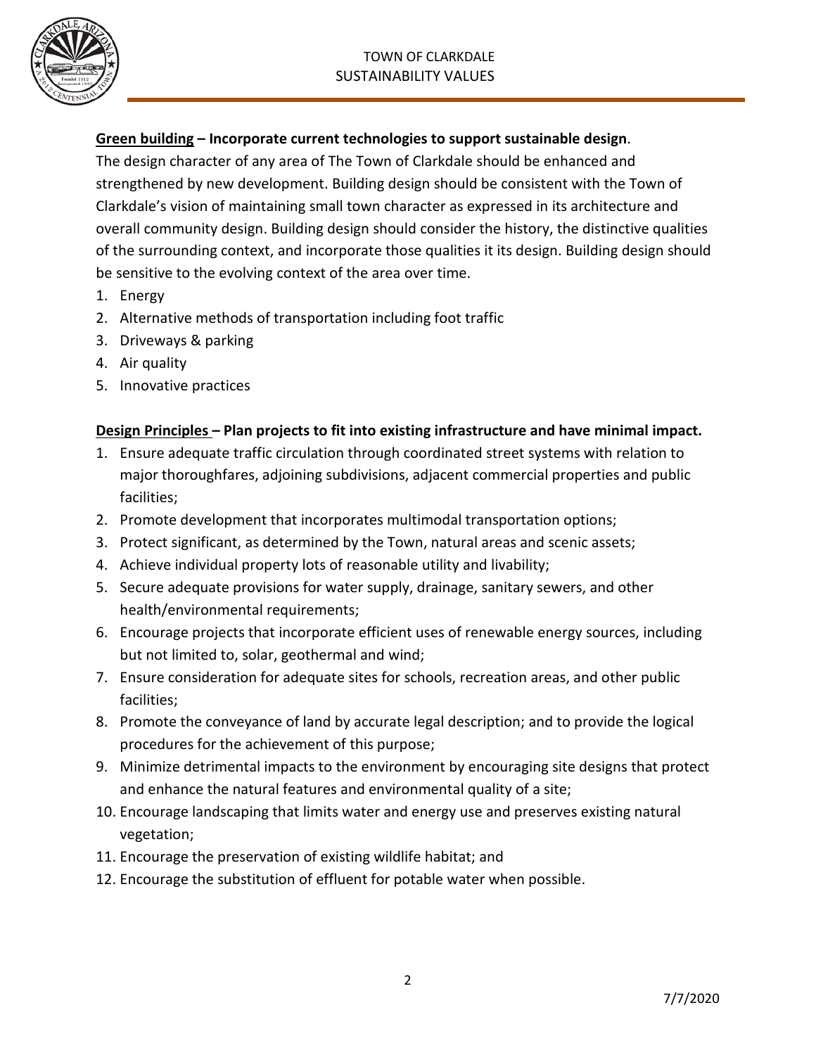**Green building – Incorporate current technologies to support sustainable design.**

The design character of any area of The Town of Clarkdale should be enhanced and strengthened by new development. Building design should be consistent with the Town of Clarkdale's vision of maintaining small town character as expressed in its architecture and overall community design. Building design should consider the history, the distinctive qualities of the surrounding context, and incorporate those qualities it its design. Building design should be sensitive to the evolving context of the area over time.

1. Energy
2. Alternative methods of transportation including foot traffic
3. Driveways & parking
4. Air quality
5. Innovative practices

**Design Principles – Plan projects to fit into existing infrastructure and have minimal impact.**

1. Ensure adequate traffic circulation through coordinated street systems with relation to major thoroughfares, adjoining subdivisions, adjacent commercial properties and public facilities;
2. Promote development that incorporates multimodal transportation options;
3. Protect significant, as determined by the Town, natural areas and scenic assets;
4. Achieve individual property lots of reasonable utility and livability;
5. Secure adequate provisions for water supply, drainage, sanitary sewers, and other health/environmental requirements;
6. Encourage projects that incorporate efficient uses of renewable energy sources, including but not limited to, solar, geothermal and wind;
7. Ensure consideration for adequate sites for schools, recreation areas, and other public facilities;
8. Promote the conveyance of land by accurate legal description; and to provide the logical procedures for the achievement of this purpose;
9. Minimize detrimental impacts to the environment by encouraging site designs that protect and enhance the natural features and environmental quality of a site;
10. Encourage landscaping that limits water and energy use and preserves existing natural vegetation;
11. Encourage the preservation of existing wildlife habitat; and
12. Encourage the substitution of effluent for potable water when possible.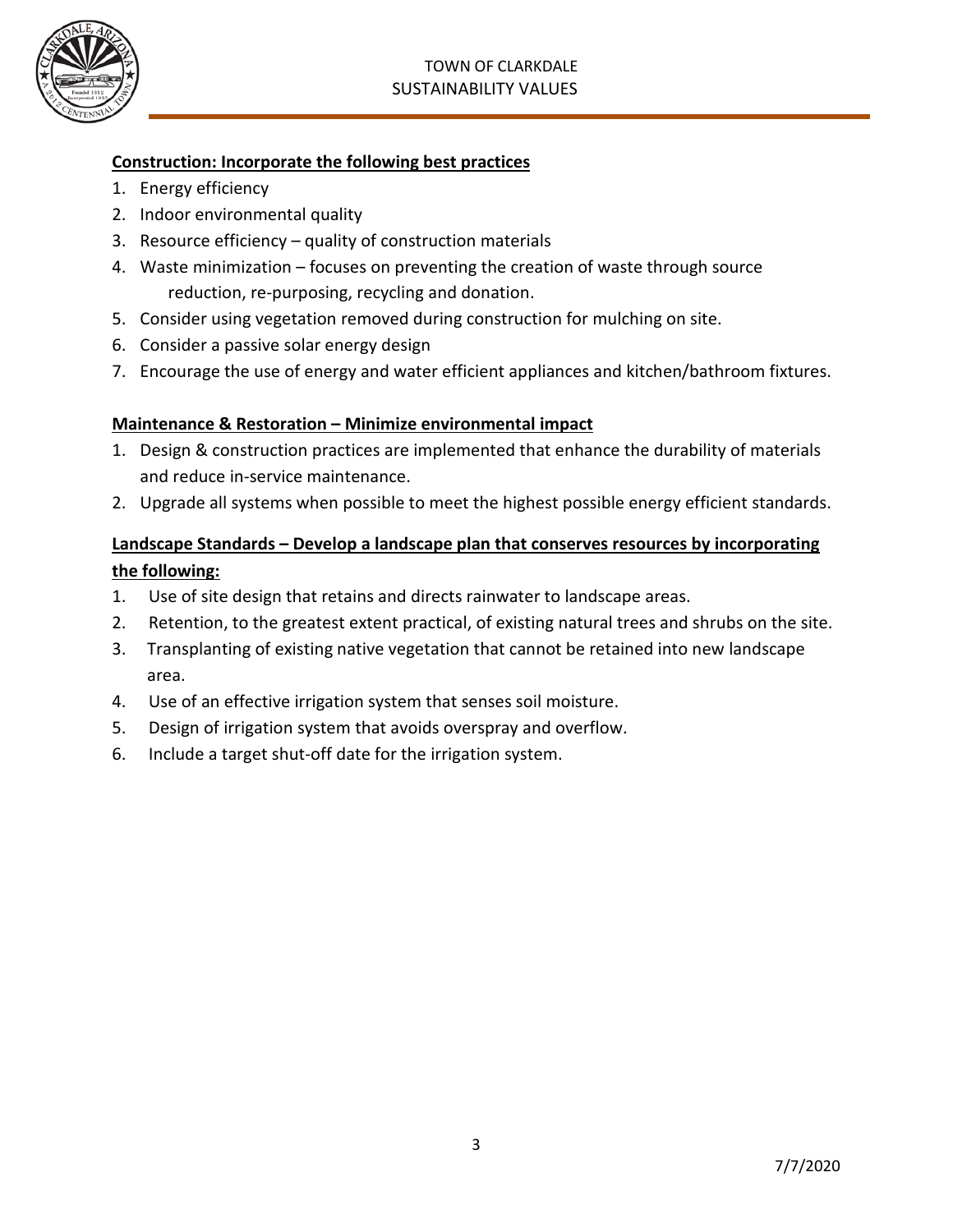**Construction: Incorporate the following best practices**

1. Energy efficiency
2. Indoor environmental quality
3. Resource efficiency – quality of construction materials
4. Waste minimization – focuses on preventing the creation of waste through source reduction, re-purposing, recycling and donation.
5. Consider using vegetation removed during construction for mulching on site.
6. Consider a passive solar energy design
7. Encourage the use of energy and water efficient appliances and kitchen/bathroom fixtures.

**Maintenance & Restoration – Minimize environmental impact**

1. Design & construction practices are implemented that enhance the durability of materials and reduce in-service maintenance.
2. Upgrade all systems when possible to meet the highest possible energy efficient standards.

**Landscape Standards – Develop a landscape plan that conserves resources by incorporating the following:**

1. Use of site design that retains and directs rainwater to landscape areas.
2. Retention, to the greatest extent practical, of existing natural trees and shrubs on the site.
3. Transplanting of existing native vegetation that cannot be retained into new landscape area.
4. Use of an effective irrigation system that senses soil moisture.
5. Design of irrigation system that avoids overspray and overflow.
6. Include a target shut-off date for the irrigation system.